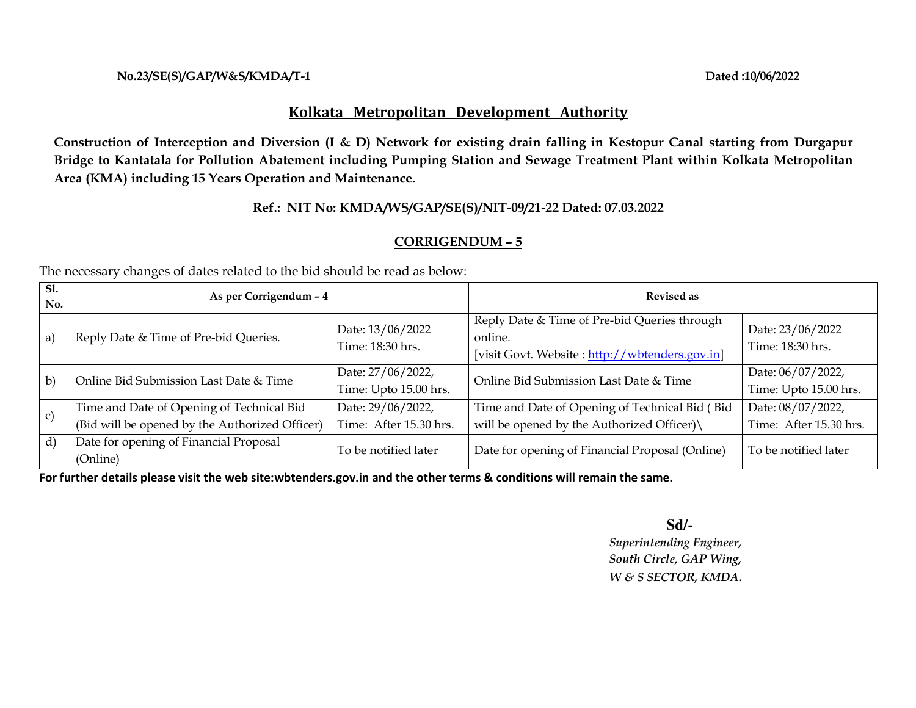**No.23/SE(S)/GAP/W&S/KMDA/T-1** **Dated :10/06/2022**

# Kolkata Metropolitan Development Authority

**Construction of Interception and Diversion (I & D) Network for existing drain falling in Kestopur Canal starting from Durgapur Bridge to Kantatala for Pollution Abatement including Pumping Station and Sewage Treatment Plant within Kolkata Metropolitan Area (KMA) including 15 Years Operation and Maintenance.**

**Ref.: NIT No: KMDA/WS/GAP/SE(S)/NIT-09/21-22 Dated: 07.03.2022**

## CORRIGENDUM – 5

The necessary changes of dates related to the bid should be read as below:

| Sl. No. | As per Corrigendum – 4 | | Revised as | |
|---|---|---|---|---|
| a) | Reply Date & Time of Pre-bid Queries. | Date: 13/06/2022<br>Time: 18:30 hrs. | Reply Date & Time of Pre-bid Queries through online.<br>[visit Govt. Website : http://wbtenders.gov.in] | Date: 23/06/2022<br>Time: 18:30 hrs. |
| b) | Online Bid Submission Last Date & Time | Date: 27/06/2022,<br>Time: Upto 15.00 hrs. | Online Bid Submission Last Date & Time | Date: 06/07/2022,<br>Time: Upto 15.00 hrs. |
| c) | Time and Date of Opening of Technical Bid (Bid will be opened by the Authorized Officer) | Date: 29/06/2022,<br>Time: After 15.30 hrs. | Time and Date of Opening of Technical Bid ( Bid will be opened by the Authorized Officer)\ | Date: 08/07/2022,<br>Time: After 15.30 hrs. |
| d) | Date for opening of Financial Proposal (Online) | To be notified later | Date for opening of Financial Proposal (Online) | To be notified later |

**For further details please visit the web site:wbtenders.gov.in and the other terms & conditions will remain the same.**

**Sd/-**
***Superintending Engineer,***
***South Circle, GAP Wing,***
***W & S SECTOR, KMDA.***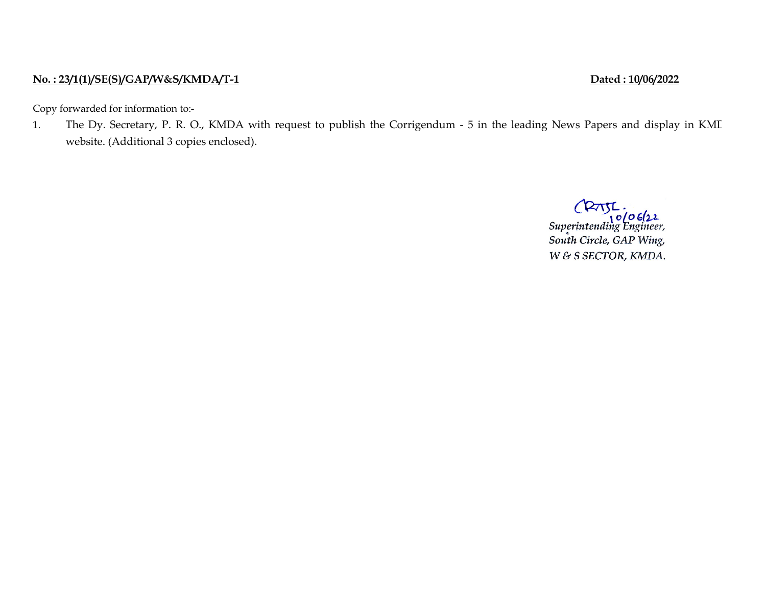**No. : 23/1(1)/SE(S)/GAP/W&S/KMDA/T-1** **Dated : 10/06/2022**

Copy forwarded for information to:-

1. The Dy. Secretary, P. R. O., KMDA with request to publish the Corrigendum - 5 in the leading News Papers and display in KMI website. (Additional 3 copies enclosed).

10/06/22
*Superintending Engineer,*
*South Circle, GAP Wing,*
*W & S SECTOR, KMDA.*